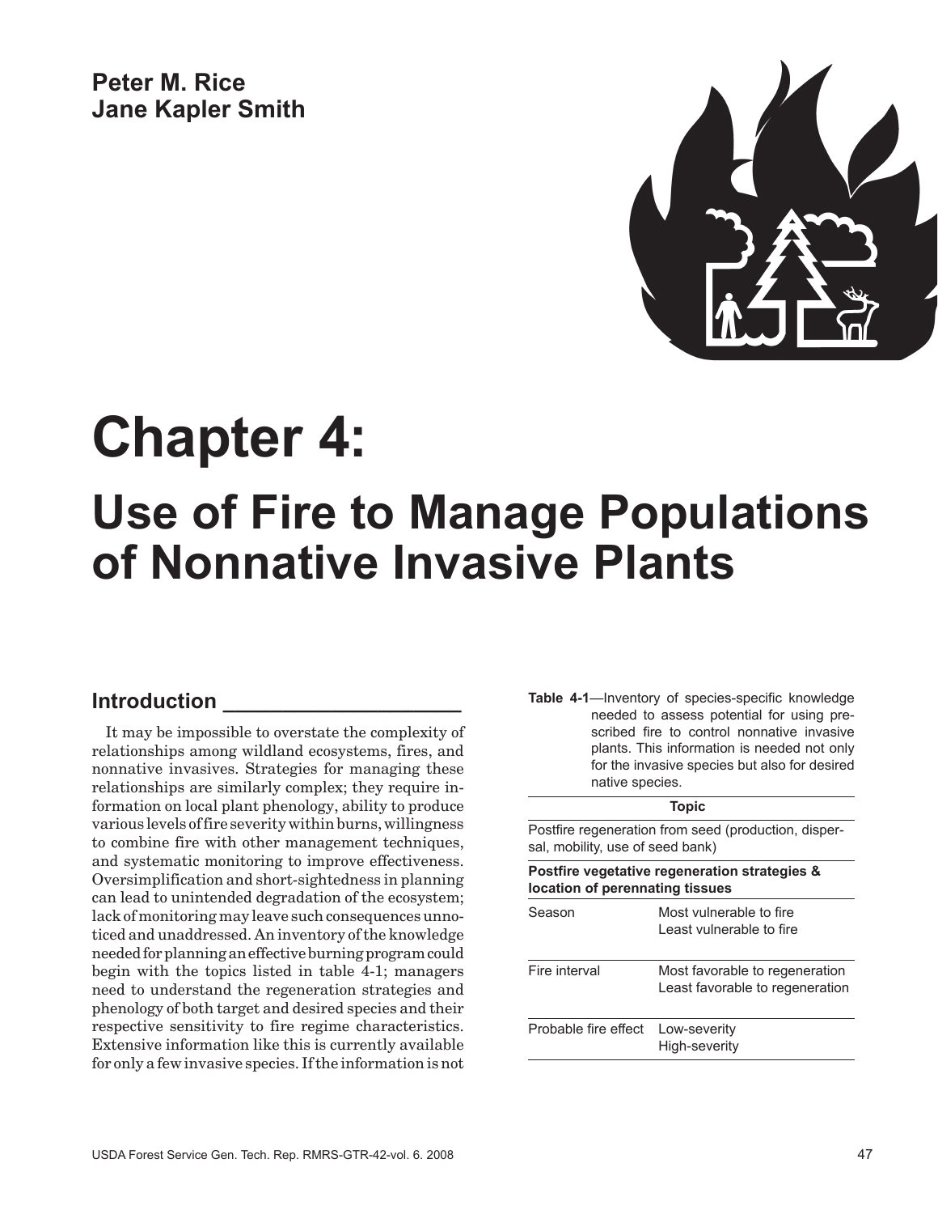**Peter M. Rice**
**Jane Kapler Smith**

# Chapter 4:
# Use of Fire to Manage Populations of Nonnative Invasive Plants

## Introduction

It may be impossible to overstate the complexity of relationships among wildland ecosystems, fires, and nonnative invasives. Strategies for managing these relationships are similarly complex; they require information on local plant phenology, ability to produce various levels of fire severity within burns, willingness to combine fire with other management techniques, and systematic monitoring to improve effectiveness. Oversimplification and short-sightedness in planning can lead to unintended degradation of the ecosystem; lack of monitoring may leave such consequences unnoticed and unaddressed. An inventory of the knowledge needed for planning an effective burning program could begin with the topics listed in table 4-1; managers need to understand the regeneration strategies and phenology of both target and desired species and their respective sensitivity to fire regime characteristics. Extensive information like this is currently available for only a few invasive species. If the information is not

**Table 4-1**—Inventory of species-specific knowledge needed to assess potential for using prescribed fire to control nonnative invasive plants. This information is needed not only for the invasive species but also for desired native species.

| Topic | |
|---|---|
| Postfire regeneration from seed (production, dispersal, mobility, use of seed bank) | |
| **Postfire vegetative regeneration strategies & location of perennating tissues** | |
| Season | Most vulnerable to fire<br>Least vulnerable to fire |
| Fire interval | Most favorable to regeneration<br>Least favorable to regeneration |
| Probable fire effect | Low-severity<br>High-severity |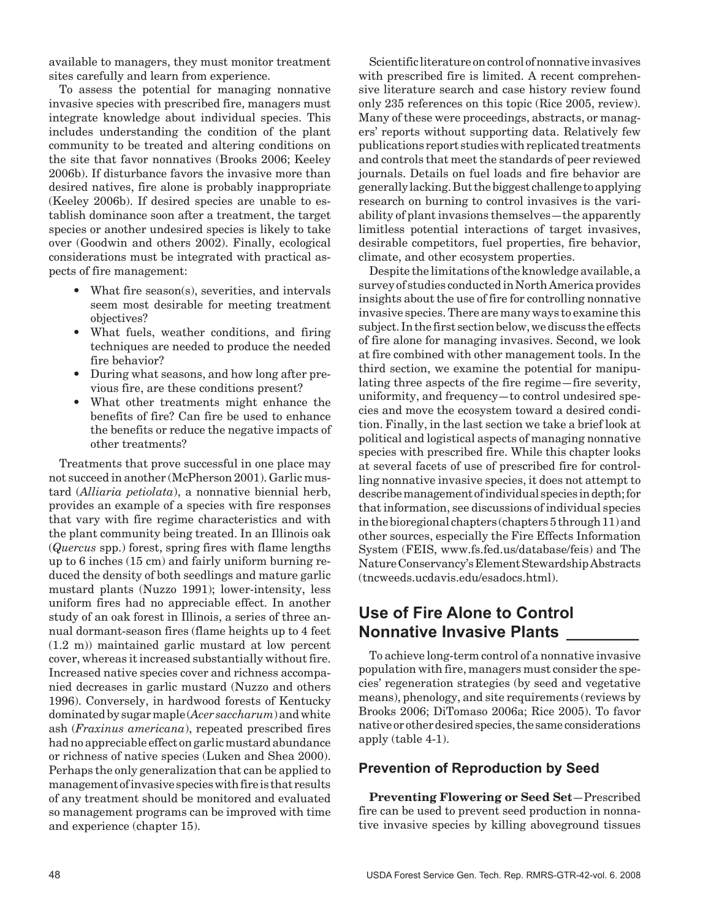available to managers, they must monitor treatment sites carefully and learn from experience.

To assess the potential for managing nonnative invasive species with prescribed fire, managers must integrate knowledge about individual species. This includes understanding the condition of the plant community to be treated and altering conditions on the site that favor nonnatives (Brooks 2006; Keeley 2006b). If disturbance favors the invasive more than desired natives, fire alone is probably inappropriate (Keeley 2006b). If desired species are unable to establish dominance soon after a treatment, the target species or another undesired species is likely to take over (Goodwin and others 2002). Finally, ecological considerations must be integrated with practical aspects of fire management:

- What fire season(s), severities, and intervals seem most desirable for meeting treatment objectives?
- What fuels, weather conditions, and firing techniques are needed to produce the needed fire behavior?
- During what seasons, and how long after previous fire, are these conditions present?
- What other treatments might enhance the benefits of fire? Can fire be used to enhance the benefits or reduce the negative impacts of other treatments?

Treatments that prove successful in one place may not succeed in another (McPherson 2001). Garlic mustard (*Alliaria petiolata*), a nonnative biennial herb, provides an example of a species with fire responses that vary with fire regime characteristics and with the plant community being treated. In an Illinois oak (*Quercus* spp.) forest, spring fires with flame lengths up to 6 inches (15 cm) and fairly uniform burning reduced the density of both seedlings and mature garlic mustard plants (Nuzzo 1991); lower-intensity, less uniform fires had no appreciable effect. In another study of an oak forest in Illinois, a series of three annual dormant-season fires (flame heights up to 4 feet (1.2 m)) maintained garlic mustard at low percent cover, whereas it increased substantially without fire. Increased native species cover and richness accompanied decreases in garlic mustard (Nuzzo and others 1996). Conversely, in hardwood forests of Kentucky dominated by sugar maple (*Acer saccharum*) and white ash (*Fraxinus americana*), repeated prescribed fires had no appreciable effect on garlic mustard abundance or richness of native species (Luken and Shea 2000). Perhaps the only generalization that can be applied to management of invasive species with fire is that results of any treatment should be monitored and evaluated so management programs can be improved with time and experience (chapter 15).

Scientific literature on control of nonnative invasives with prescribed fire is limited. A recent comprehensive literature search and case history review found only 235 references on this topic (Rice 2005, review). Many of these were proceedings, abstracts, or managers' reports without supporting data. Relatively few publications report studies with replicated treatments and controls that meet the standards of peer reviewed journals. Details on fuel loads and fire behavior are generally lacking. But the biggest challenge to applying research on burning to control invasives is the variability of plant invasions themselves—the apparently limitless potential interactions of target invasives, desirable competitors, fuel properties, fire behavior, climate, and other ecosystem properties.

Despite the limitations of the knowledge available, a survey of studies conducted in North America provides insights about the use of fire for controlling nonnative invasive species. There are many ways to examine this subject. In the first section below, we discuss the effects of fire alone for managing invasives. Second, we look at fire combined with other management tools. In the third section, we examine the potential for manipulating three aspects of the fire regime—fire severity, uniformity, and frequency—to control undesired species and move the ecosystem toward a desired condition. Finally, in the last section we take a brief look at political and logistical aspects of managing nonnative species with prescribed fire. While this chapter looks at several facets of use of prescribed fire for controlling nonnative invasive species, it does not attempt to describe management of individual species in depth; for that information, see discussions of individual species in the bioregional chapters (chapters 5 through 11) and other sources, especially the Fire Effects Information System (FEIS, www.fs.fed.us/database/feis) and The Nature Conservancy's Element Stewardship Abstracts (tncweeds.ucdavis.edu/esadocs.html).

## Use of Fire Alone to Control Nonnative Invasive Plants

To achieve long-term control of a nonnative invasive population with fire, managers must consider the species' regeneration strategies (by seed and vegetative means), phenology, and site requirements (reviews by Brooks 2006; DiTomaso 2006a; Rice 2005). To favor native or other desired species, the same considerations apply (table 4-1).

### Prevention of Reproduction by Seed

**Preventing Flowering or Seed Set**—Prescribed fire can be used to prevent seed production in nonnative invasive species by killing aboveground tissues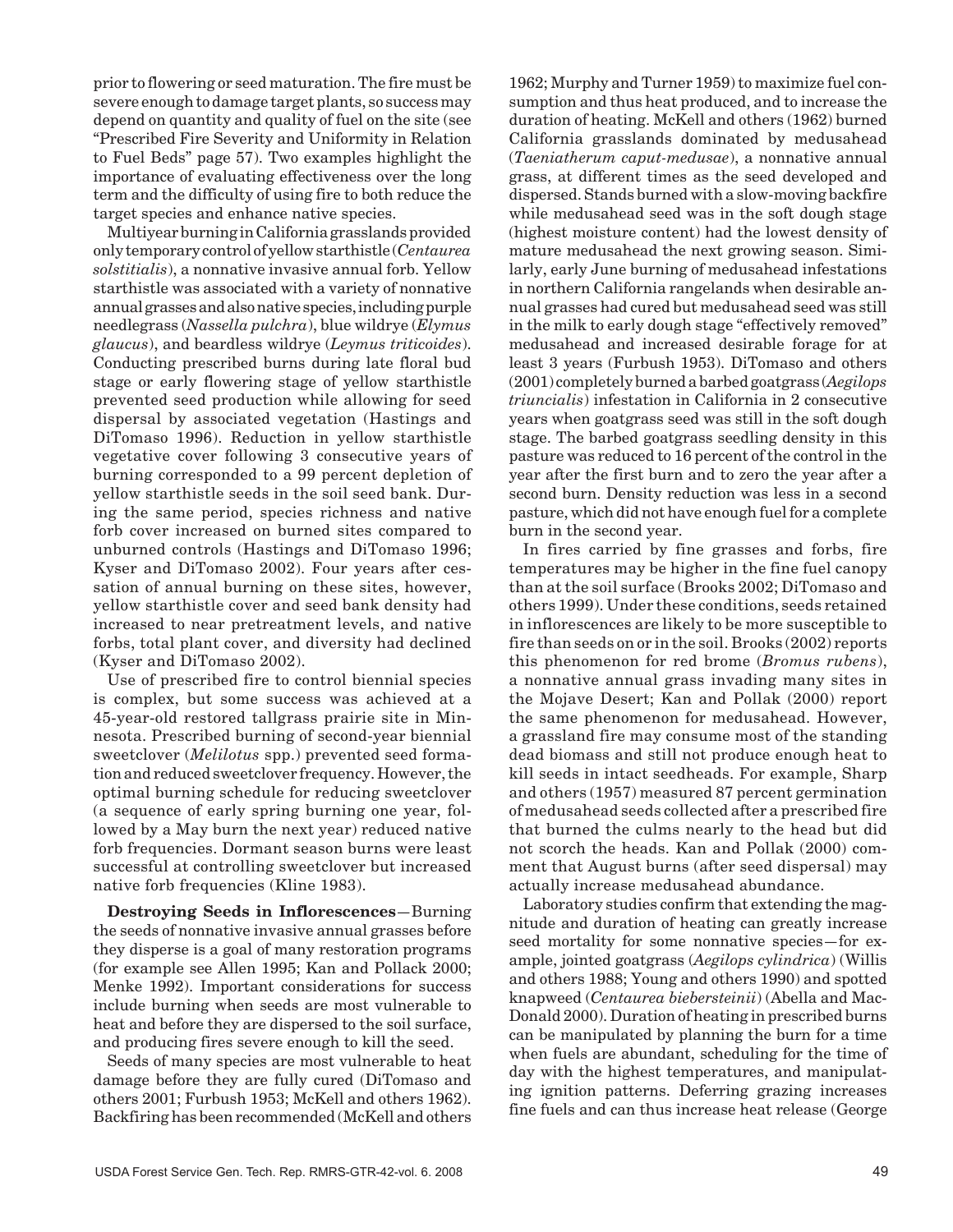prior to flowering or seed maturation. The fire must be severe enough to damage target plants, so success may depend on quantity and quality of fuel on the site (see "Prescribed Fire Severity and Uniformity in Relation to Fuel Beds" page 57). Two examples highlight the importance of evaluating effectiveness over the long term and the difficulty of using fire to both reduce the target species and enhance native species.

Multiyear burning in California grasslands provided only temporary control of yellow starthistle (*Centaurea solstitialis*), a nonnative invasive annual forb. Yellow starthistle was associated with a variety of nonnative annual grasses and also native species, including purple needlegrass (*Nassella pulchra*), blue wildrye (*Elymus glaucus*), and beardless wildrye (*Leymus triticoides*). Conducting prescribed burns during late floral bud stage or early flowering stage of yellow starthistle prevented seed production while allowing for seed dispersal by associated vegetation (Hastings and DiTomaso 1996). Reduction in yellow starthistle vegetative cover following 3 consecutive years of burning corresponded to a 99 percent depletion of yellow starthistle seeds in the soil seed bank. During the same period, species richness and native forb cover increased on burned sites compared to unburned controls (Hastings and DiTomaso 1996; Kyser and DiTomaso 2002). Four years after cessation of annual burning on these sites, however, yellow starthistle cover and seed bank density had increased to near pretreatment levels, and native forbs, total plant cover, and diversity had declined (Kyser and DiTomaso 2002).

Use of prescribed fire to control biennial species is complex, but some success was achieved at a 45-year-old restored tallgrass prairie site in Minnesota. Prescribed burning of second-year biennial sweetclover (*Melilotus* spp.) prevented seed formation and reduced sweetclover frequency. However, the optimal burning schedule for reducing sweetclover (a sequence of early spring burning one year, followed by a May burn the next year) reduced native forb frequencies. Dormant season burns were least successful at controlling sweetclover but increased native forb frequencies (Kline 1983).

**Destroying Seeds in Inflorescences**—Burning the seeds of nonnative invasive annual grasses before they disperse is a goal of many restoration programs (for example see Allen 1995; Kan and Pollack 2000; Menke 1992). Important considerations for success include burning when seeds are most vulnerable to heat and before they are dispersed to the soil surface, and producing fires severe enough to kill the seed.

Seeds of many species are most vulnerable to heat damage before they are fully cured (DiTomaso and others 2001; Furbush 1953; McKell and others 1962). Backfiring has been recommended (McKell and others 1962; Murphy and Turner 1959) to maximize fuel consumption and thus heat produced, and to increase the duration of heating. McKell and others (1962) burned California grasslands dominated by medusahead (*Taeniatherum caput-medusae*), a nonnative annual grass, at different times as the seed developed and dispersed. Stands burned with a slow-moving backfire while medusahead seed was in the soft dough stage (highest moisture content) had the lowest density of mature medusahead the next growing season. Similarly, early June burning of medusahead infestations in northern California rangelands when desirable annual grasses had cured but medusahead seed was still in the milk to early dough stage "effectively removed" medusahead and increased desirable forage for at least 3 years (Furbush 1953). DiTomaso and others (2001) completely burned a barbed goatgrass (*Aegilops triuncialis*) infestation in California in 2 consecutive years when goatgrass seed was still in the soft dough stage. The barbed goatgrass seedling density in this pasture was reduced to 16 percent of the control in the year after the first burn and to zero the year after a second burn. Density reduction was less in a second pasture, which did not have enough fuel for a complete burn in the second year.

In fires carried by fine grasses and forbs, fire temperatures may be higher in the fine fuel canopy than at the soil surface (Brooks 2002; DiTomaso and others 1999). Under these conditions, seeds retained in inflorescences are likely to be more susceptible to fire than seeds on or in the soil. Brooks (2002) reports this phenomenon for red brome (*Bromus rubens*), a nonnative annual grass invading many sites in the Mojave Desert; Kan and Pollak (2000) report the same phenomenon for medusahead. However, a grassland fire may consume most of the standing dead biomass and still not produce enough heat to kill seeds in intact seedheads. For example, Sharp and others (1957) measured 87 percent germination of medusahead seeds collected after a prescribed fire that burned the culms nearly to the head but did not scorch the heads. Kan and Pollak (2000) comment that August burns (after seed dispersal) may actually increase medusahead abundance.

Laboratory studies confirm that extending the magnitude and duration of heating can greatly increase seed mortality for some nonnative species—for example, jointed goatgrass (*Aegilops cylindrica*) (Willis and others 1988; Young and others 1990) and spotted knapweed (*Centaurea biebersteinii*) (Abella and MacDonald 2000). Duration of heating in prescribed burns can be manipulated by planning the burn for a time when fuels are abundant, scheduling for the time of day with the highest temperatures, and manipulating ignition patterns. Deferring grazing increases fine fuels and can thus increase heat release (George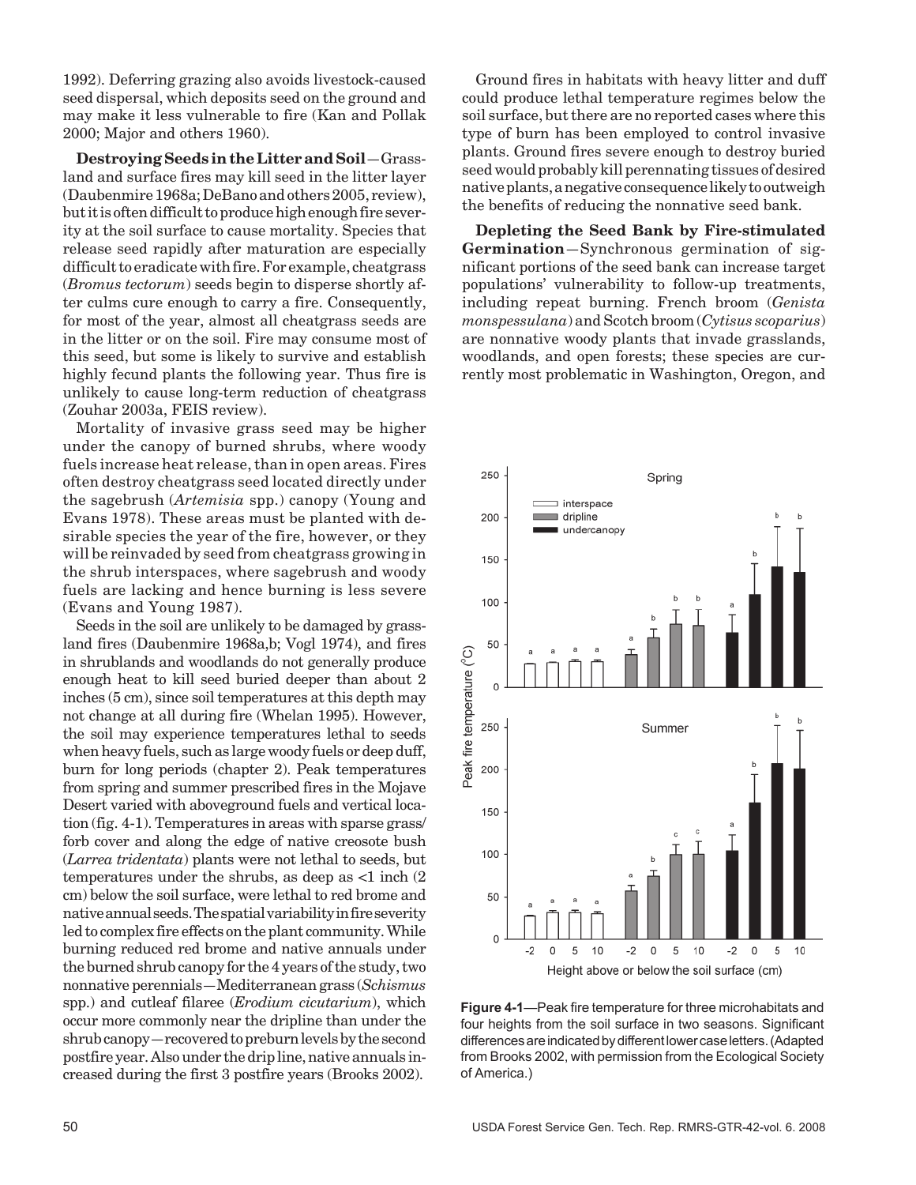1992). Deferring grazing also avoids livestock-caused seed dispersal, which deposits seed on the ground and may make it less vulnerable to fire (Kan and Pollak 2000; Major and others 1960).

**Destroying Seeds in the Litter and Soil**—Grassland and surface fires may kill seed in the litter layer (Daubenmire 1968a; DeBano and others 2005, review), but it is often difficult to produce high enough fire severity at the soil surface to cause mortality. Species that release seed rapidly after maturation are especially difficult to eradicate with fire. For example, cheatgrass (*Bromus tectorum*) seeds begin to disperse shortly after culms cure enough to carry a fire. Consequently, for most of the year, almost all cheatgrass seeds are in the litter or on the soil. Fire may consume most of this seed, but some is likely to survive and establish highly fecund plants the following year. Thus fire is unlikely to cause long-term reduction of cheatgrass (Zouhar 2003a, FEIS review).

Mortality of invasive grass seed may be higher under the canopy of burned shrubs, where woody fuels increase heat release, than in open areas. Fires often destroy cheatgrass seed located directly under the sagebrush (*Artemisia* spp.) canopy (Young and Evans 1978). These areas must be planted with desirable species the year of the fire, however, or they will be reinvaded by seed from cheatgrass growing in the shrub interspaces, where sagebrush and woody fuels are lacking and hence burning is less severe (Evans and Young 1987).

Seeds in the soil are unlikely to be damaged by grassland fires (Daubenmire 1968a,b; Vogl 1974), and fires in shrublands and woodlands do not generally produce enough heat to kill seed buried deeper than about 2 inches (5 cm), since soil temperatures at this depth may not change at all during fire (Whelan 1995). However, the soil may experience temperatures lethal to seeds when heavy fuels, such as large woody fuels or deep duff, burn for long periods (chapter 2). Peak temperatures from spring and summer prescribed fires in the Mojave Desert varied with aboveground fuels and vertical location (fig. 4-1). Temperatures in areas with sparse grass/forb cover and along the edge of native creosote bush (*Larrea tridentata*) plants were not lethal to seeds, but temperatures under the shrubs, as deep as <1 inch (2 cm) below the soil surface, were lethal to red brome and native annual seeds. The spatial variability in fire severity led to complex fire effects on the plant community. While burning reduced red brome and native annuals under the burned shrub canopy for the 4 years of the study, two nonnative perennials—Mediterranean grass (*Schismus* spp.) and cutleaf filaree (*Erodium cicutarium*), which occur more commonly near the dripline than under the shrub canopy—recovered to preburn levels by the second postfire year. Also under the drip line, native annuals increased during the first 3 postfire years (Brooks 2002).

Ground fires in habitats with heavy litter and duff could produce lethal temperature regimes below the soil surface, but there are no reported cases where this type of burn has been employed to control invasive plants. Ground fires severe enough to destroy buried seed would probably kill perennating tissues of desired native plants, a negative consequence likely to outweigh the benefits of reducing the nonnative seed bank.

**Depleting the Seed Bank by Fire-stimulated Germination**—Synchronous germination of significant portions of the seed bank can increase target populations' vulnerability to follow-up treatments, including repeat burning. French broom (*Genista monspessulana*) and Scotch broom (*Cytisus scoparius*) are nonnative woody plants that invade grasslands, woodlands, and open forests; these species are currently most problematic in Washington, Oregon, and

Spring

interspace
dripline
undercanopy

Summer

Peak fire temperature (°C)

Height above or below the soil surface (cm)

-2 0 5 10 -2 0 5 10 -2 0 5 10

**Figure 4-1**—Peak fire temperature for three microhabitats and four heights from the soil surface in two seasons. Significant differences are indicated by different lower case letters. (Adapted from Brooks 2002, with permission from the Ecological Society of America.)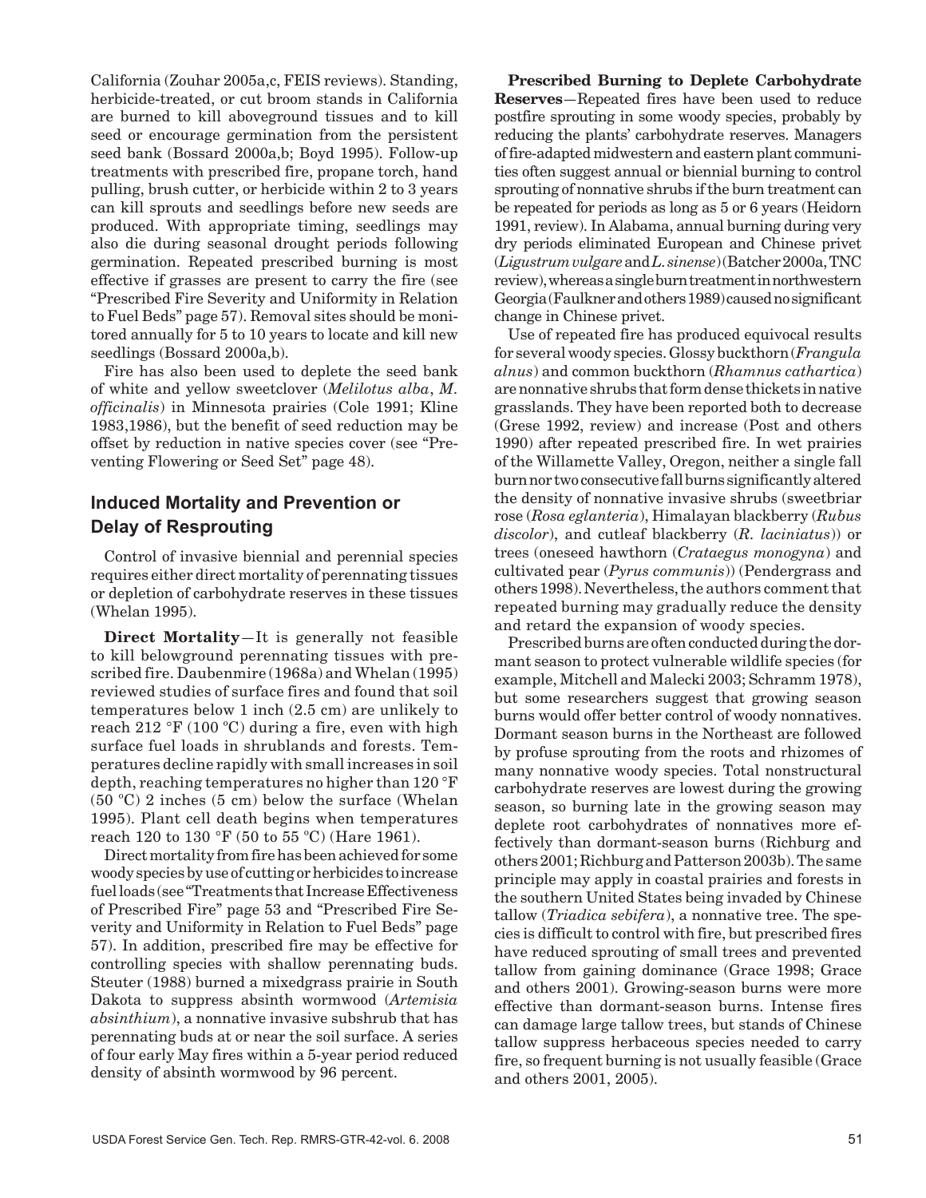California (Zouhar 2005a,c, FEIS reviews). Standing, herbicide-treated, or cut broom stands in California are burned to kill aboveground tissues and to kill seed or encourage germination from the persistent seed bank (Bossard 2000a,b; Boyd 1995). Follow-up treatments with prescribed fire, propane torch, hand pulling, brush cutter, or herbicide within 2 to 3 years can kill sprouts and seedlings before new seeds are produced. With appropriate timing, seedlings may also die during seasonal drought periods following germination. Repeated prescribed burning is most effective if grasses are present to carry the fire (see "Prescribed Fire Severity and Uniformity in Relation to Fuel Beds" page 57). Removal sites should be monitored annually for 5 to 10 years to locate and kill new seedlings (Bossard 2000a,b).

Fire has also been used to deplete the seed bank of white and yellow sweetclover (*Melilotus alba*, *M. officinalis*) in Minnesota prairies (Cole 1991; Kline 1983,1986), but the benefit of seed reduction may be offset by reduction in native species cover (see "Preventing Flowering or Seed Set" page 48).

## Induced Mortality and Prevention or Delay of Resprouting

Control of invasive biennial and perennial species requires either direct mortality of perennating tissues or depletion of carbohydrate reserves in these tissues (Whelan 1995).

**Direct Mortality**—It is generally not feasible to kill belowground perennating tissues with prescribed fire. Daubenmire (1968a) and Whelan (1995) reviewed studies of surface fires and found that soil temperatures below 1 inch (2.5 cm) are unlikely to reach 212 °F (100 °C) during a fire, even with high surface fuel loads in shrublands and forests. Temperatures decline rapidly with small increases in soil depth, reaching temperatures no higher than 120 °F (50 °C) 2 inches (5 cm) below the surface (Whelan 1995). Plant cell death begins when temperatures reach 120 to 130 °F (50 to 55 °C) (Hare 1961).

Direct mortality from fire has been achieved for some woody species by use of cutting or herbicides to increase fuel loads (see "Treatments that Increase Effectiveness of Prescribed Fire" page 53 and "Prescribed Fire Severity and Uniformity in Relation to Fuel Beds" page 57). In addition, prescribed fire may be effective for controlling species with shallow perennating buds. Steuter (1988) burned a mixedgrass prairie in South Dakota to suppress absinth wormwood (*Artemisia absinthium*), a nonnative invasive subshrub that has perennating buds at or near the soil surface. A series of four early May fires within a 5-year period reduced density of absinth wormwood by 96 percent.

**Prescribed Burning to Deplete Carbohydrate Reserves**—Repeated fires have been used to reduce postfire sprouting in some woody species, probably by reducing the plants' carbohydrate reserves. Managers of fire-adapted midwestern and eastern plant communities often suggest annual or biennial burning to control sprouting of nonnative shrubs if the burn treatment can be repeated for periods as long as 5 or 6 years (Heidorn 1991, review). In Alabama, annual burning during very dry periods eliminated European and Chinese privet (*Ligustrum vulgare* and *L. sinense*) (Batcher 2000a, TNC review), whereas a single burn treatment in northwestern Georgia (Faulkner and others 1989) caused no significant change in Chinese privet.

Use of repeated fire has produced equivocal results for several woody species. Glossy buckthorn (*Frangula alnus*) and common buckthorn (*Rhamnus cathartica*) are nonnative shrubs that form dense thickets in native grasslands. They have been reported both to decrease (Grese 1992, review) and increase (Post and others 1990) after repeated prescribed fire. In wet prairies of the Willamette Valley, Oregon, neither a single fall burn nor two consecutive fall burns significantly altered the density of nonnative invasive shrubs (sweetbriar rose (*Rosa eglanteria*), Himalayan blackberry (*Rubus discolor*), and cutleaf blackberry (*R. laciniatus*)) or trees (oneseed hawthorn (*Crataegus monogyna*) and cultivated pear (*Pyrus communis*)) (Pendergrass and others 1998). Nevertheless, the authors comment that repeated burning may gradually reduce the density and retard the expansion of woody species.

Prescribed burns are often conducted during the dormant season to protect vulnerable wildlife species (for example, Mitchell and Malecki 2003; Schramm 1978), but some researchers suggest that growing season burns would offer better control of woody nonnatives. Dormant season burns in the Northeast are followed by profuse sprouting from the roots and rhizomes of many nonnative woody species. Total nonstructural carbohydrate reserves are lowest during the growing season, so burning late in the growing season may deplete root carbohydrates of nonnatives more effectively than dormant-season burns (Richburg and others 2001; Richburg and Patterson 2003b). The same principle may apply in coastal prairies and forests in the southern United States being invaded by Chinese tallow (*Triadica sebifera*), a nonnative tree. The species is difficult to control with fire, but prescribed fires have reduced sprouting of small trees and prevented tallow from gaining dominance (Grace 1998; Grace and others 2001). Growing-season burns were more effective than dormant-season burns. Intense fires can damage large tallow trees, but stands of Chinese tallow suppress herbaceous species needed to carry fire, so frequent burning is not usually feasible (Grace and others 2001, 2005).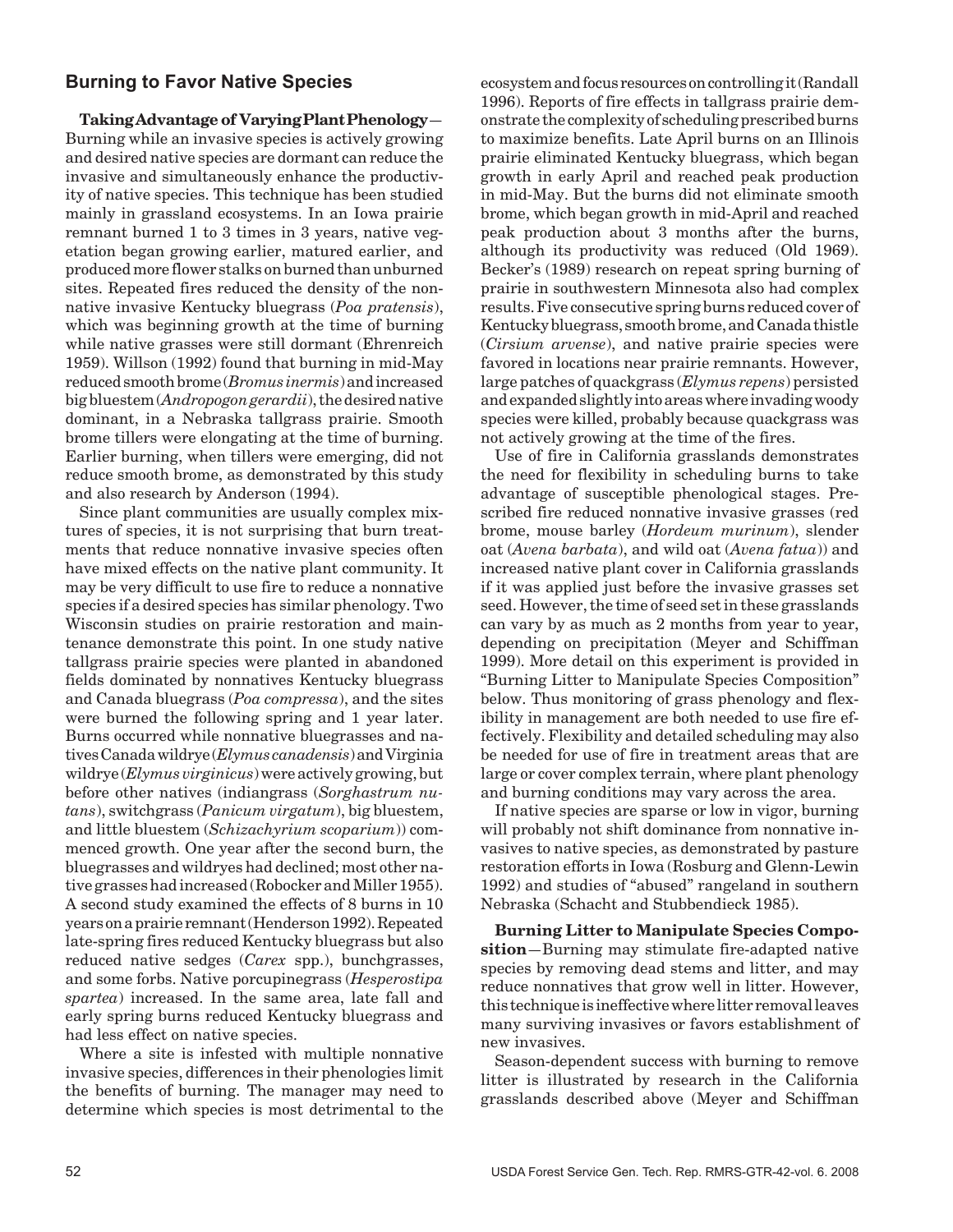## Burning to Favor Native Species

**Taking Advantage of Varying Plant Phenology**—Burning while an invasive species is actively growing and desired native species are dormant can reduce the invasive and simultaneously enhance the productivity of native species. This technique has been studied mainly in grassland ecosystems. In an Iowa prairie remnant burned 1 to 3 times in 3 years, native vegetation began growing earlier, matured earlier, and produced more flower stalks on burned than unburned sites. Repeated fires reduced the density of the nonnative invasive Kentucky bluegrass (*Poa pratensis*), which was beginning growth at the time of burning while native grasses were still dormant (Ehrenreich 1959). Willson (1992) found that burning in mid-May reduced smooth brome (*Bromus inermis*) and increased big bluestem (*Andropogon gerardii*), the desired native dominant, in a Nebraska tallgrass prairie. Smooth brome tillers were elongating at the time of burning. Earlier burning, when tillers were emerging, did not reduce smooth brome, as demonstrated by this study and also research by Anderson (1994).

Since plant communities are usually complex mixtures of species, it is not surprising that burn treatments that reduce nonnative invasive species often have mixed effects on the native plant community. It may be very difficult to use fire to reduce a nonnative species if a desired species has similar phenology. Two Wisconsin studies on prairie restoration and maintenance demonstrate this point. In one study native tallgrass prairie species were planted in abandoned fields dominated by nonnatives Kentucky bluegrass and Canada bluegrass (*Poa compressa*), and the sites were burned the following spring and 1 year later. Burns occurred while nonnative bluegrasses and natives Canada wildrye (*Elymus canadensis*) and Virginia wildrye (*Elymus virginicus*) were actively growing, but before other natives (indiangrass (*Sorghastrum nutans*), switchgrass (*Panicum virgatum*), big bluestem, and little bluestem (*Schizachyrium scoparium*)) commenced growth. One year after the second burn, the bluegrasses and wildryes had declined; most other native grasses had increased (Robocker and Miller 1955). A second study examined the effects of 8 burns in 10 years on a prairie remnant (Henderson 1992). Repeated late-spring fires reduced Kentucky bluegrass but also reduced native sedges (*Carex* spp.), bunchgrasses, and some forbs. Native porcupinegrass (*Hesperostipa spartea*) increased. In the same area, late fall and early spring burns reduced Kentucky bluegrass and had less effect on native species.

Where a site is infested with multiple nonnative invasive species, differences in their phenologies limit the benefits of burning. The manager may need to determine which species is most detrimental to the ecosystem and focus resources on controlling it (Randall 1996). Reports of fire effects in tallgrass prairie demonstrate the complexity of scheduling prescribed burns to maximize benefits. Late April burns on an Illinois prairie eliminated Kentucky bluegrass, which began growth in early April and reached peak production in mid-May. But the burns did not eliminate smooth brome, which began growth in mid-April and reached peak production about 3 months after the burns, although its productivity was reduced (Old 1969). Becker's (1989) research on repeat spring burning of prairie in southwestern Minnesota also had complex results. Five consecutive spring burns reduced cover of Kentucky bluegrass, smooth brome, and Canada thistle (*Cirsium arvense*), and native prairie species were favored in locations near prairie remnants. However, large patches of quackgrass (*Elymus repens*) persisted and expanded slightly into areas where invading woody species were killed, probably because quackgrass was not actively growing at the time of the fires.

Use of fire in California grasslands demonstrates the need for flexibility in scheduling burns to take advantage of susceptible phenological stages. Prescribed fire reduced nonnative invasive grasses (red brome, mouse barley (*Hordeum murinum*), slender oat (*Avena barbata*), and wild oat (*Avena fatua*)) and increased native plant cover in California grasslands if it was applied just before the invasive grasses set seed. However, the time of seed set in these grasslands can vary by as much as 2 months from year to year, depending on precipitation (Meyer and Schiffman 1999). More detail on this experiment is provided in "Burning Litter to Manipulate Species Composition" below. Thus monitoring of grass phenology and flexibility in management are both needed to use fire effectively. Flexibility and detailed scheduling may also be needed for use of fire in treatment areas that are large or cover complex terrain, where plant phenology and burning conditions may vary across the area.

If native species are sparse or low in vigor, burning will probably not shift dominance from nonnative invasives to native species, as demonstrated by pasture restoration efforts in Iowa (Rosburg and Glenn-Lewin 1992) and studies of "abused" rangeland in southern Nebraska (Schacht and Stubbendieck 1985).

**Burning Litter to Manipulate Species Composition**—Burning may stimulate fire-adapted native species by removing dead stems and litter, and may reduce nonnatives that grow well in litter. However, this technique is ineffective where litter removal leaves many surviving invasives or favors establishment of new invasives.

Season-dependent success with burning to remove litter is illustrated by research in the California grasslands described above (Meyer and Schiffman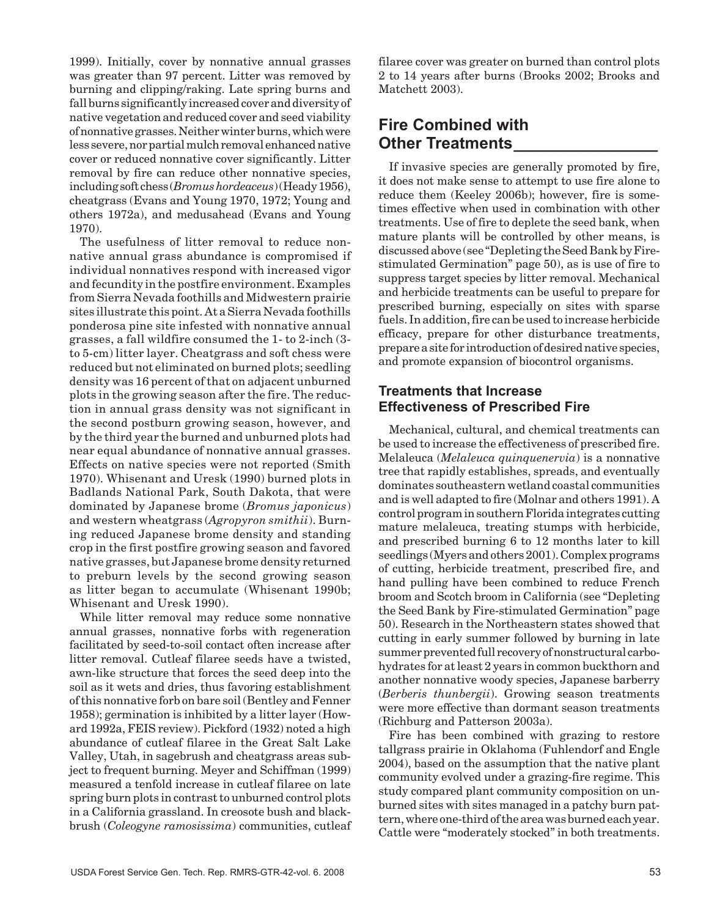1999). Initially, cover by nonnative annual grasses was greater than 97 percent. Litter was removed by burning and clipping/raking. Late spring burns and fall burns significantly increased cover and diversity of native vegetation and reduced cover and seed viability of nonnative grasses. Neither winter burns, which were less severe, nor partial mulch removal enhanced native cover or reduced nonnative cover significantly. Litter removal by fire can reduce other nonnative species, including soft chess (*Bromus hordeaceus*) (Heady 1956), cheatgrass (Evans and Young 1970, 1972; Young and others 1972a), and medusahead (Evans and Young 1970).

The usefulness of litter removal to reduce nonnative annual grass abundance is compromised if individual nonnatives respond with increased vigor and fecundity in the postfire environment. Examples from Sierra Nevada foothills and Midwestern prairie sites illustrate this point. At a Sierra Nevada foothills ponderosa pine site infested with nonnative annual grasses, a fall wildfire consumed the 1- to 2-inch (3- to 5-cm) litter layer. Cheatgrass and soft chess were reduced but not eliminated on burned plots; seedling density was 16 percent of that on adjacent unburned plots in the growing season after the fire. The reduction in annual grass density was not significant in the second postburn growing season, however, and by the third year the burned and unburned plots had near equal abundance of nonnative annual grasses. Effects on native species were not reported (Smith 1970). Whisenant and Uresk (1990) burned plots in Badlands National Park, South Dakota, that were dominated by Japanese brome (*Bromus japonicus*) and western wheatgrass (*Agropyron smithii*). Burning reduced Japanese brome density and standing crop in the first postfire growing season and favored native grasses, but Japanese brome density returned to preburn levels by the second growing season as litter began to accumulate (Whisenant 1990b; Whisenant and Uresk 1990).

While litter removal may reduce some nonnative annual grasses, nonnative forbs with regeneration facilitated by seed-to-soil contact often increase after litter removal. Cutleaf filaree seeds have a twisted, awn-like structure that forces the seed deep into the soil as it wets and dries, thus favoring establishment of this nonnative forb on bare soil (Bentley and Fenner 1958); germination is inhibited by a litter layer (Howard 1992a, FEIS review). Pickford (1932) noted a high abundance of cutleaf filaree in the Great Salt Lake Valley, Utah, in sagebrush and cheatgrass areas subject to frequent burning. Meyer and Schiffman (1999) measured a tenfold increase in cutleaf filaree on late spring burn plots in contrast to unburned control plots in a California grassland. In creosote bush and blackbrush (*Coleogyne ramosissima*) communities, cutleaf filaree cover was greater on burned than control plots 2 to 14 years after burns (Brooks 2002; Brooks and Matchett 2003).

## Fire Combined with Other Treatments

If invasive species are generally promoted by fire, it does not make sense to attempt to use fire alone to reduce them (Keeley 2006b); however, fire is sometimes effective when used in combination with other treatments. Use of fire to deplete the seed bank, when mature plants will be controlled by other means, is discussed above (see "Depleting the Seed Bank by Fire-stimulated Germination" page 50), as is use of fire to suppress target species by litter removal. Mechanical and herbicide treatments can be useful to prepare for prescribed burning, especially on sites with sparse fuels. In addition, fire can be used to increase herbicide efficacy, prepare for other disturbance treatments, prepare a site for introduction of desired native species, and promote expansion of biocontrol organisms.

### Treatments that Increase Effectiveness of Prescribed Fire

Mechanical, cultural, and chemical treatments can be used to increase the effectiveness of prescribed fire. Melaleuca (*Melaleuca quinquenervia*) is a nonnative tree that rapidly establishes, spreads, and eventually dominates southeastern wetland coastal communities and is well adapted to fire (Molnar and others 1991). A control program in southern Florida integrates cutting mature melaleuca, treating stumps with herbicide, and prescribed burning 6 to 12 months later to kill seedlings (Myers and others 2001). Complex programs of cutting, herbicide treatment, prescribed fire, and hand pulling have been combined to reduce French broom and Scotch broom in California (see "Depleting the Seed Bank by Fire-stimulated Germination" page 50). Research in the Northeastern states showed that cutting in early summer followed by burning in late summer prevented full recovery of nonstructural carbohydrates for at least 2 years in common buckthorn and another nonnative woody species, Japanese barberry (*Berberis thunbergii*). Growing season treatments were more effective than dormant season treatments (Richburg and Patterson 2003a).

Fire has been combined with grazing to restore tallgrass prairie in Oklahoma (Fuhlendorf and Engle 2004), based on the assumption that the native plant community evolved under a grazing-fire regime. This study compared plant community composition on unburned sites with sites managed in a patchy burn pattern, where one-third of the area was burned each year. Cattle were "moderately stocked" in both treatments.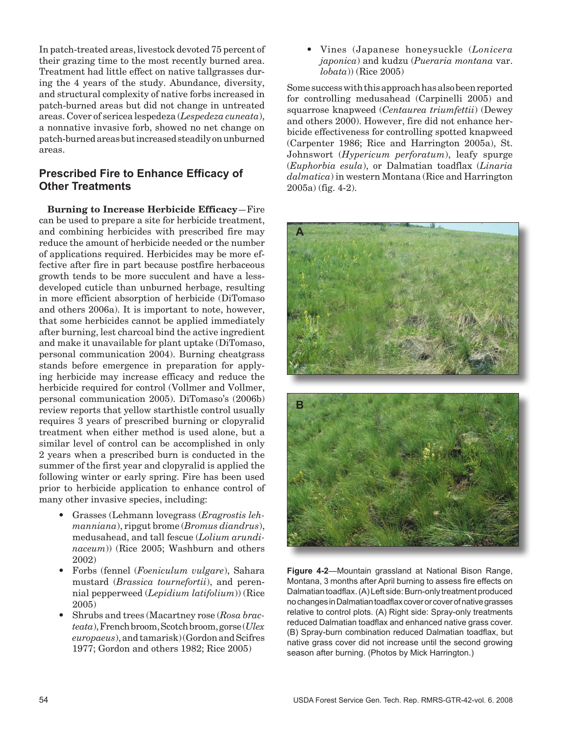In patch-treated areas, livestock devoted 75 percent of their grazing time to the most recently burned area. Treatment had little effect on native tallgrasses during the 4 years of the study. Abundance, diversity, and structural complexity of native forbs increased in patch-burned areas but did not change in untreated areas. Cover of sericea lespedeza (*Lespedeza cuneata*), a nonnative invasive forb, showed no net change on patch-burned areas but increased steadily on unburned areas.

## Prescribed Fire to Enhance Efficacy of Other Treatments

**Burning to Increase Herbicide Efficacy**—Fire can be used to prepare a site for herbicide treatment, and combining herbicides with prescribed fire may reduce the amount of herbicide needed or the number of applications required. Herbicides may be more effective after fire in part because postfire herbaceous growth tends to be more succulent and have a less-developed cuticle than unburned herbage, resulting in more efficient absorption of herbicide (DiTomaso and others 2006a). It is important to note, however, that some herbicides cannot be applied immediately after burning, lest charcoal bind the active ingredient and make it unavailable for plant uptake (DiTomaso, personal communication 2004). Burning cheatgrass stands before emergence in preparation for applying herbicide may increase efficacy and reduce the herbicide required for control (Vollmer and Vollmer, personal communication 2005). DiTomaso's (2006b) review reports that yellow starthistle control usually requires 3 years of prescribed burning or clopyralid treatment when either method is used alone, but a similar level of control can be accomplished in only 2 years when a prescribed burn is conducted in the summer of the first year and clopyralid is applied the following winter or early spring. Fire has been used prior to herbicide application to enhance control of many other invasive species, including:

- Grasses (Lehmann lovegrass (*Eragrostis lehmanniana*), ripgut brome (*Bromus diandrus*), medusahead, and tall fescue (*Lolium arundinaceum*)) (Rice 2005; Washburn and others 2002)
- Forbs (fennel (*Foeniculum vulgare*), Sahara mustard (*Brassica tournefortii*), and perennial pepperweed (*Lepidium latifolium*)) (Rice 2005)
- Shrubs and trees (Macartney rose (*Rosa bracteata*), French broom, Scotch broom, gorse (*Ulex europaeus*), and tamarisk) (Gordon and Scifres 1977; Gordon and others 1982; Rice 2005)
- Vines (Japanese honeysuckle (*Lonicera japonica*) and kudzu (*Pueraria montana* var. *lobata*)) (Rice 2005)

Some success with this approach has also been reported for controlling medusahead (Carpinelli 2005) and squarrose knapweed (*Centaurea triumfettii*) (Dewey and others 2000). However, fire did not enhance herbicide effectiveness for controlling spotted knapweed (Carpenter 1986; Rice and Harrington 2005a), St. Johnswort (*Hypericum perforatum*), leafy spurge (*Euphorbia esula*), or Dalmatian toadflax (*Linaria dalmatica*) in western Montana (Rice and Harrington 2005a) (fig. 4-2).

**Figure 4-2**—Mountain grassland at National Bison Range, Montana, 3 months after April burning to assess fire effects on Dalmatian toadflax. (A) Left side: Burn-only treatment produced no changes in Dalmatian toadflax cover or cover of native grasses relative to control plots. (A) Right side: Spray-only treatments reduced Dalmatian toadflax and enhanced native grass cover. (B) Spray-burn combination reduced Dalmatian toadflax, but native grass cover did not increase until the second growing season after burning. (Photos by Mick Harrington.)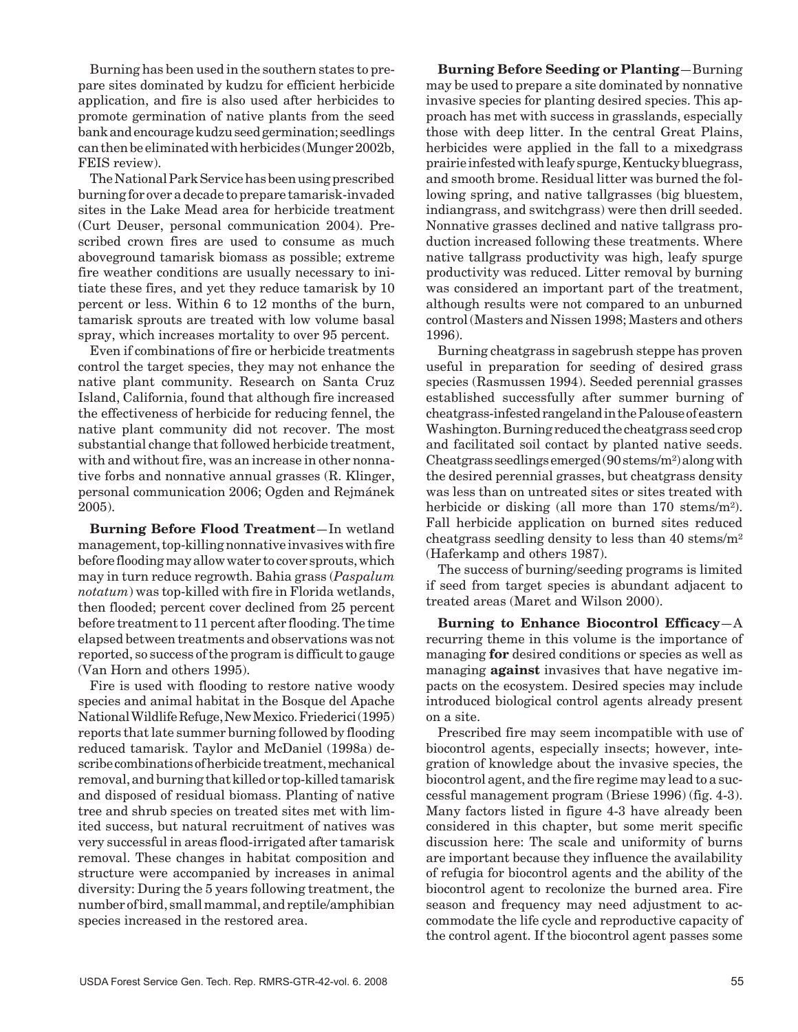Burning has been used in the southern states to prepare sites dominated by kudzu for efficient herbicide application, and fire is also used after herbicides to promote germination of native plants from the seed bank and encourage kudzu seed germination; seedlings can then be eliminated with herbicides (Munger 2002b, FEIS review).

The National Park Service has been using prescribed burning for over a decade to prepare tamarisk-invaded sites in the Lake Mead area for herbicide treatment (Curt Deuser, personal communication 2004). Prescribed crown fires are used to consume as much aboveground tamarisk biomass as possible; extreme fire weather conditions are usually necessary to initiate these fires, and yet they reduce tamarisk by 10 percent or less. Within 6 to 12 months of the burn, tamarisk sprouts are treated with low volume basal spray, which increases mortality to over 95 percent.

Even if combinations of fire or herbicide treatments control the target species, they may not enhance the native plant community. Research on Santa Cruz Island, California, found that although fire increased the effectiveness of herbicide for reducing fennel, the native plant community did not recover. The most substantial change that followed herbicide treatment, with and without fire, was an increase in other nonnative forbs and nonnative annual grasses (R. Klinger, personal communication 2006; Ogden and Rejmánek 2005).

**Burning Before Flood Treatment**—In wetland management, top-killing nonnative invasives with fire before flooding may allow water to cover sprouts, which may in turn reduce regrowth. Bahia grass (*Paspalum notatum*) was top-killed with fire in Florida wetlands, then flooded; percent cover declined from 25 percent before treatment to 11 percent after flooding. The time elapsed between treatments and observations was not reported, so success of the program is difficult to gauge (Van Horn and others 1995).

Fire is used with flooding to restore native woody species and animal habitat in the Bosque del Apache National Wildlife Refuge, New Mexico. Friederici (1995) reports that late summer burning followed by flooding reduced tamarisk. Taylor and McDaniel (1998a) describe combinations of herbicide treatment, mechanical removal, and burning that killed or top-killed tamarisk and disposed of residual biomass. Planting of native tree and shrub species on treated sites met with limited success, but natural recruitment of natives was very successful in areas flood-irrigated after tamarisk removal. These changes in habitat composition and structure were accompanied by increases in animal diversity: During the 5 years following treatment, the number of bird, small mammal, and reptile/amphibian species increased in the restored area.

**Burning Before Seeding or Planting**—Burning may be used to prepare a site dominated by nonnative invasive species for planting desired species. This approach has met with success in grasslands, especially those with deep litter. In the central Great Plains, herbicides were applied in the fall to a mixedgrass prairie infested with leafy spurge, Kentucky bluegrass, and smooth brome. Residual litter was burned the following spring, and native tallgrasses (big bluestem, indiangrass, and switchgrass) were then drill seeded. Nonnative grasses declined and native tallgrass production increased following these treatments. Where native tallgrass productivity was high, leafy spurge productivity was reduced. Litter removal by burning was considered an important part of the treatment, although results were not compared to an unburned control (Masters and Nissen 1998; Masters and others 1996).

Burning cheatgrass in sagebrush steppe has proven useful in preparation for seeding of desired grass species (Rasmussen 1994). Seeded perennial grasses established successfully after summer burning of cheatgrass-infested rangeland in the Palouse of eastern Washington. Burning reduced the cheatgrass seed crop and facilitated soil contact by planted native seeds. Cheatgrass seedlings emerged (90 stems/m$^2$) along with the desired perennial grasses, but cheatgrass density was less than on untreated sites or sites treated with herbicide or disking (all more than 170 stems/m$^2$). Fall herbicide application on burned sites reduced cheatgrass seedling density to less than 40 stems/m$^2$ (Haferkamp and others 1987).

The success of burning/seeding programs is limited if seed from target species is abundant adjacent to treated areas (Maret and Wilson 2000).

**Burning to Enhance Biocontrol Efficacy**—A recurring theme in this volume is the importance of managing **for** desired conditions or species as well as managing **against** invasives that have negative impacts on the ecosystem. Desired species may include introduced biological control agents already present on a site.

Prescribed fire may seem incompatible with use of biocontrol agents, especially insects; however, integration of knowledge about the invasive species, the biocontrol agent, and the fire regime may lead to a successful management program (Briese 1996) (fig. 4-3). Many factors listed in figure 4-3 have already been considered in this chapter, but some merit specific discussion here: The scale and uniformity of burns are important because they influence the availability of refugia for biocontrol agents and the ability of the biocontrol agent to recolonize the burned area. Fire season and frequency may need adjustment to accommodate the life cycle and reproductive capacity of the control agent. If the biocontrol agent passes some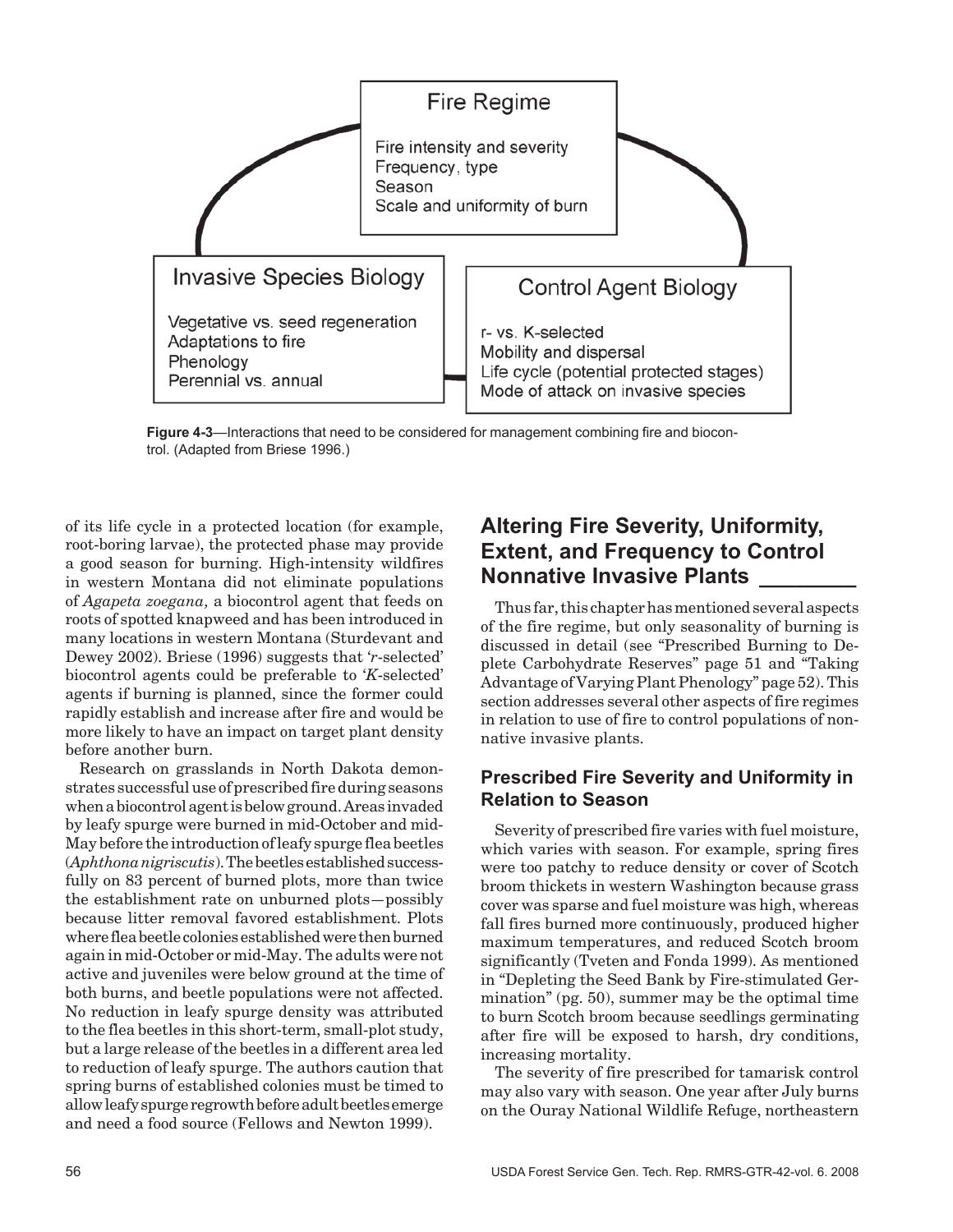Fire Regime

Fire intensity and severity
Frequency, type
Season
Scale and uniformity of burn

Invasive Species Biology

Vegetative vs. seed regeneration
Adaptations to fire
Phenology
Perennial vs. annual

Control Agent Biology

r- vs. K-selected
Mobility and dispersal
Life cycle (potential protected stages)
Mode of attack on invasive species

**Figure 4-3**—Interactions that need to be considered for management combining fire and biocontrol. (Adapted from Briese 1996.)

of its life cycle in a protected location (for example, root-boring larvae), the protected phase may provide a good season for burning. High-intensity wildfires in western Montana did not eliminate populations of *Agapeta zoegana,* a biocontrol agent that feeds on roots of spotted knapweed and has been introduced in many locations in western Montana (Sturdevant and Dewey 2002). Briese (1996) suggests that '*r*-selected' biocontrol agents could be preferable to '*K*-selected' agents if burning is planned, since the former could rapidly establish and increase after fire and would be more likely to have an impact on target plant density before another burn.

Research on grasslands in North Dakota demonstrates successful use of prescribed fire during seasons when a biocontrol agent is below ground. Areas invaded by leafy spurge were burned in mid-October and mid-May before the introduction of leafy spurge flea beetles (*Aphthona nigriscutis*). The beetles established successfully on 83 percent of burned plots, more than twice the establishment rate on unburned plots—possibly because litter removal favored establishment. Plots where flea beetle colonies established were then burned again in mid-October or mid-May. The adults were not active and juveniles were below ground at the time of both burns, and beetle populations were not affected. No reduction in leafy spurge density was attributed to the flea beetles in this short-term, small-plot study, but a large release of the beetles in a different area led to reduction of leafy spurge. The authors caution that spring burns of established colonies must be timed to allow leafy spurge regrowth before adult beetles emerge and need a food source (Fellows and Newton 1999).

## Altering Fire Severity, Uniformity, Extent, and Frequency to Control Nonnative Invasive Plants

Thus far, this chapter has mentioned several aspects of the fire regime, but only seasonality of burning is discussed in detail (see "Prescribed Burning to Deplete Carbohydrate Reserves" page 51 and "Taking Advantage of Varying Plant Phenology" page 52). This section addresses several other aspects of fire regimes in relation to use of fire to control populations of nonnative invasive plants.

### Prescribed Fire Severity and Uniformity in Relation to Season

Severity of prescribed fire varies with fuel moisture, which varies with season. For example, spring fires were too patchy to reduce density or cover of Scotch broom thickets in western Washington because grass cover was sparse and fuel moisture was high, whereas fall fires burned more continuously, produced higher maximum temperatures, and reduced Scotch broom significantly (Tveten and Fonda 1999). As mentioned in "Depleting the Seed Bank by Fire-stimulated Germination" (pg. 50), summer may be the optimal time to burn Scotch broom because seedlings germinating after fire will be exposed to harsh, dry conditions, increasing mortality.

The severity of fire prescribed for tamarisk control may also vary with season. One year after July burns on the Ouray National Wildlife Refuge, northeastern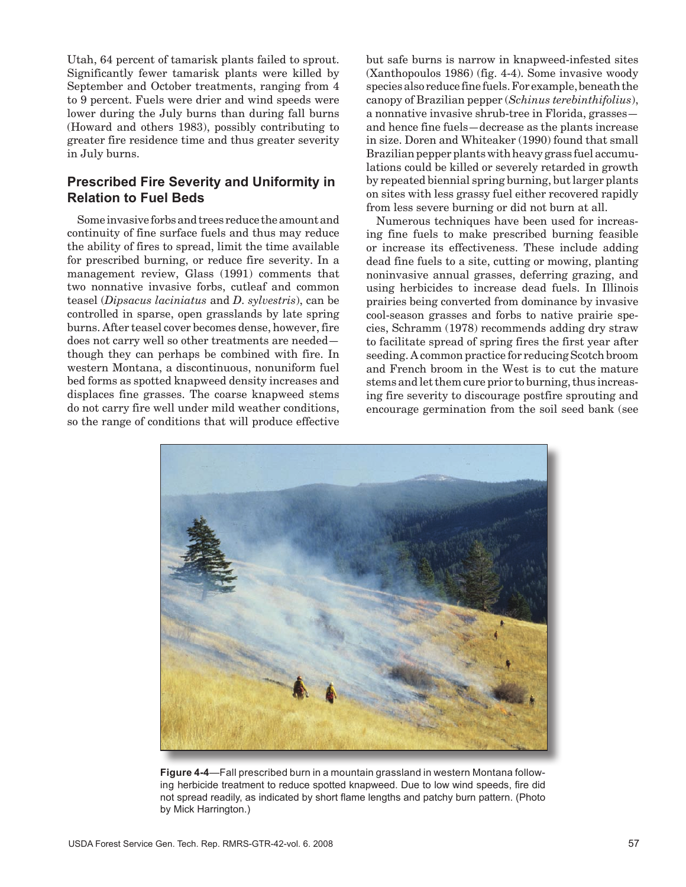Utah, 64 percent of tamarisk plants failed to sprout. Significantly fewer tamarisk plants were killed by September and October treatments, ranging from 4 to 9 percent. Fuels were drier and wind speeds were lower during the July burns than during fall burns (Howard and others 1983), possibly contributing to greater fire residence time and thus greater severity in July burns.

## Prescribed Fire Severity and Uniformity in Relation to Fuel Beds

Some invasive forbs and trees reduce the amount and continuity of fine surface fuels and thus may reduce the ability of fires to spread, limit the time available for prescribed burning, or reduce fire severity. In a management review, Glass (1991) comments that two nonnative invasive forbs, cutleaf and common teasel (*Dipsacus laciniatus* and *D. sylvestris*), can be controlled in sparse, open grasslands by late spring burns. After teasel cover becomes dense, however, fire does not carry well so other treatments are needed—though they can perhaps be combined with fire. In western Montana, a discontinuous, nonuniform fuel bed forms as spotted knapweed density increases and displaces fine grasses. The coarse knapweed stems do not carry fire well under mild weather conditions, so the range of conditions that will produce effective but safe burns is narrow in knapweed-infested sites (Xanthopoulos 1986) (fig. 4-4). Some invasive woody species also reduce fine fuels. For example, beneath the canopy of Brazilian pepper (*Schinus terebinthifolius*), a nonnative invasive shrub-tree in Florida, grasses—and hence fine fuels—decrease as the plants increase in size. Doren and Whiteaker (1990) found that small Brazilian pepper plants with heavy grass fuel accumulations could be killed or severely retarded in growth by repeated biennial spring burning, but larger plants on sites with less grassy fuel either recovered rapidly from less severe burning or did not burn at all.

Numerous techniques have been used for increasing fine fuels to make prescribed burning feasible or increase its effectiveness. These include adding dead fine fuels to a site, cutting or mowing, planting noninvasive annual grasses, deferring grazing, and using herbicides to increase dead fuels. In Illinois prairies being converted from dominance by invasive cool-season grasses and forbs to native prairie species, Schramm (1978) recommends adding dry straw to facilitate spread of spring fires the first year after seeding. A common practice for reducing Scotch broom and French broom in the West is to cut the mature stems and let them cure prior to burning, thus increasing fire severity to discourage postfire sprouting and encourage germination from the soil seed bank (see

**Figure 4-4**—Fall prescribed burn in a mountain grassland in western Montana following herbicide treatment to reduce spotted knapweed. Due to low wind speeds, fire did not spread readily, as indicated by short flame lengths and patchy burn pattern. (Photo by Mick Harrington.)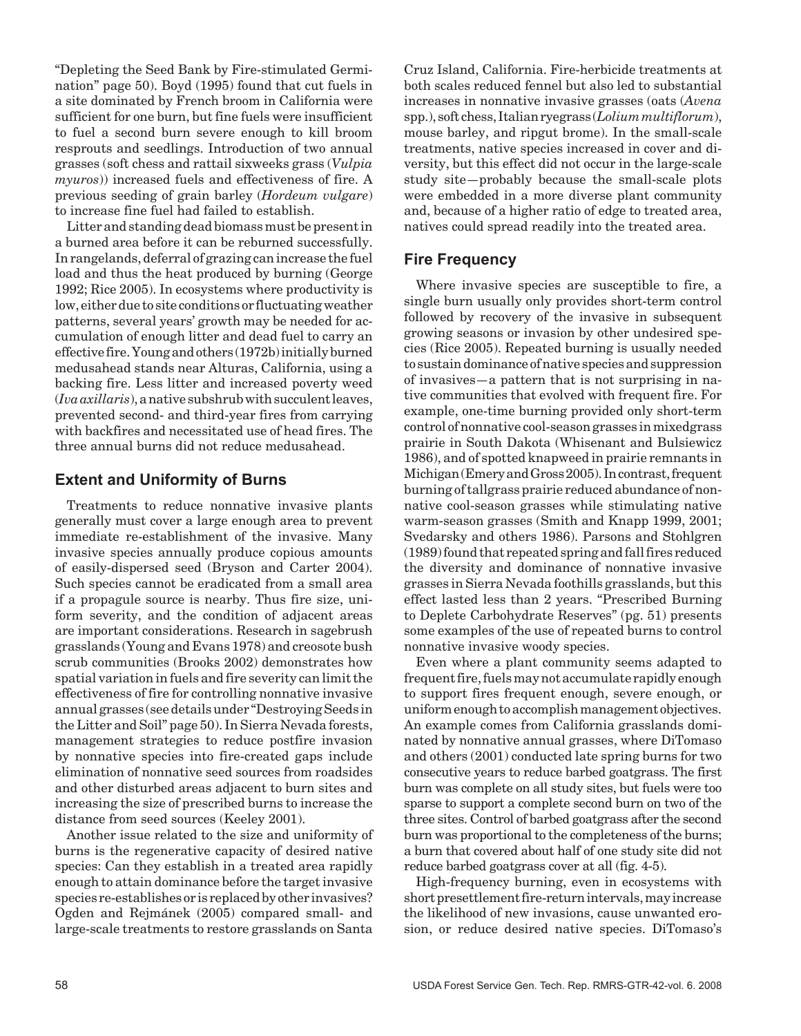"Depleting the Seed Bank by Fire-stimulated Germination" page 50). Boyd (1995) found that cut fuels in a site dominated by French broom in California were sufficient for one burn, but fine fuels were insufficient to fuel a second burn severe enough to kill broom resprouts and seedlings. Introduction of two annual grasses (soft chess and rattail sixweeks grass (*Vulpia myuros*)) increased fuels and effectiveness of fire. A previous seeding of grain barley (*Hordeum vulgare*) to increase fine fuel had failed to establish.

Litter and standing dead biomass must be present in a burned area before it can be reburned successfully. In rangelands, deferral of grazing can increase the fuel load and thus the heat produced by burning (George 1992; Rice 2005). In ecosystems where productivity is low, either due to site conditions or fluctuating weather patterns, several years' growth may be needed for accumulation of enough litter and dead fuel to carry an effective fire. Young and others (1972b) initially burned medusahead stands near Alturas, California, using a backing fire. Less litter and increased poverty weed (*Iva axillaris*), a native subshrub with succulent leaves, prevented second- and third-year fires from carrying with backfires and necessitated use of head fires. The three annual burns did not reduce medusahead.

## Extent and Uniformity of Burns

Treatments to reduce nonnative invasive plants generally must cover a large enough area to prevent immediate re-establishment of the invasive. Many invasive species annually produce copious amounts of easily-dispersed seed (Bryson and Carter 2004). Such species cannot be eradicated from a small area if a propagule source is nearby. Thus fire size, uniform severity, and the condition of adjacent areas are important considerations. Research in sagebrush grasslands (Young and Evans 1978) and creosote bush scrub communities (Brooks 2002) demonstrates how spatial variation in fuels and fire severity can limit the effectiveness of fire for controlling nonnative invasive annual grasses (see details under "Destroying Seeds in the Litter and Soil" page 50). In Sierra Nevada forests, management strategies to reduce postfire invasion by nonnative species into fire-created gaps include elimination of nonnative seed sources from roadsides and other disturbed areas adjacent to burn sites and increasing the size of prescribed burns to increase the distance from seed sources (Keeley 2001).

Another issue related to the size and uniformity of burns is the regenerative capacity of desired native species: Can they establish in a treated area rapidly enough to attain dominance before the target invasive species re-establishes or is replaced by other invasives? Ogden and Rejmánek (2005) compared small- and large-scale treatments to restore grasslands on Santa Cruz Island, California. Fire-herbicide treatments at both scales reduced fennel but also led to substantial increases in nonnative invasive grasses (oats (*Avena* spp.), soft chess, Italian ryegrass (*Lolium multiflorum*), mouse barley, and ripgut brome). In the small-scale treatments, native species increased in cover and diversity, but this effect did not occur in the large-scale study site—probably because the small-scale plots were embedded in a more diverse plant community and, because of a higher ratio of edge to treated area, natives could spread readily into the treated area.

## Fire Frequency

Where invasive species are susceptible to fire, a single burn usually only provides short-term control followed by recovery of the invasive in subsequent growing seasons or invasion by other undesired species (Rice 2005). Repeated burning is usually needed to sustain dominance of native species and suppression of invasives—a pattern that is not surprising in native communities that evolved with frequent fire. For example, one-time burning provided only short-term control of nonnative cool-season grasses in mixedgrass prairie in South Dakota (Whisenant and Bulsiewicz 1986), and of spotted knapweed in prairie remnants in Michigan (Emery and Gross 2005). In contrast, frequent burning of tallgrass prairie reduced abundance of nonnative cool-season grasses while stimulating native warm-season grasses (Smith and Knapp 1999, 2001; Svedarsky and others 1986). Parsons and Stohlgren (1989) found that repeated spring and fall fires reduced the diversity and dominance of nonnative invasive grasses in Sierra Nevada foothills grasslands, but this effect lasted less than 2 years. "Prescribed Burning to Deplete Carbohydrate Reserves" (pg. 51) presents some examples of the use of repeated burns to control nonnative invasive woody species.

Even where a plant community seems adapted to frequent fire, fuels may not accumulate rapidly enough to support fires frequent enough, severe enough, or uniform enough to accomplish management objectives. An example comes from California grasslands dominated by nonnative annual grasses, where DiTomaso and others (2001) conducted late spring burns for two consecutive years to reduce barbed goatgrass. The first burn was complete on all study sites, but fuels were too sparse to support a complete second burn on two of the three sites. Control of barbed goatgrass after the second burn was proportional to the completeness of the burns; a burn that covered about half of one study site did not reduce barbed goatgrass cover at all (fig. 4-5).

High-frequency burning, even in ecosystems with short presettlement fire-return intervals, may increase the likelihood of new invasions, cause unwanted erosion, or reduce desired native species. DiTomaso's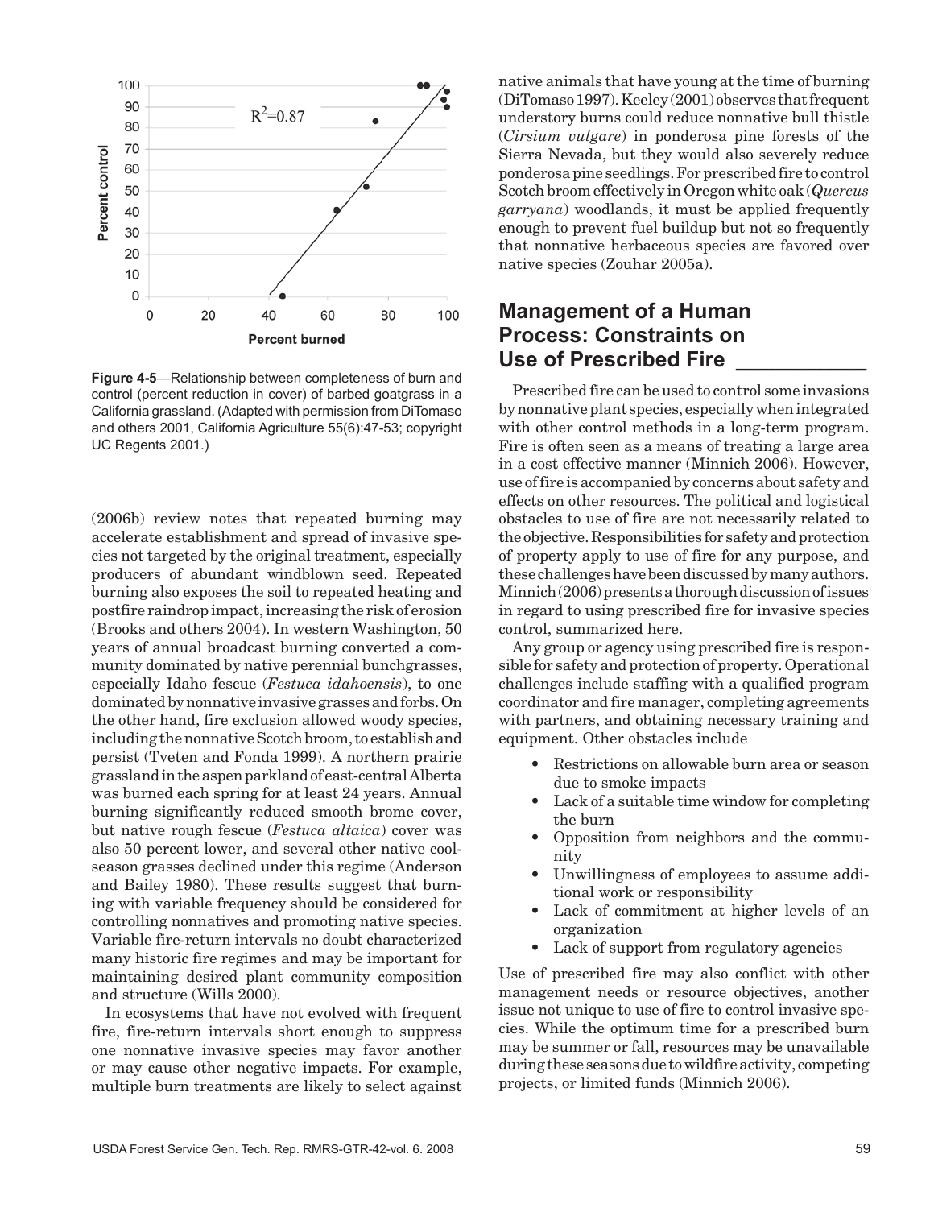100
90
80
70
60
50
40
30
20
10
0
0 20 40 60 80 100

$R^2$=0.87

Percent control

Percent burned

**Figure 4-5**—Relationship between completeness of burn and control (percent reduction in cover) of barbed goatgrass in a California grassland. (Adapted with permission from DiTomaso and others 2001, California Agriculture 55(6):47-53; copyright UC Regents 2001.)

(2006b) review notes that repeated burning may accelerate establishment and spread of invasive species not targeted by the original treatment, especially producers of abundant windblown seed. Repeated burning also exposes the soil to repeated heating and postfire raindrop impact, increasing the risk of erosion (Brooks and others 2004). In western Washington, 50 years of annual broadcast burning converted a community dominated by native perennial bunchgrasses, especially Idaho fescue (*Festuca idahoensis*), to one dominated by nonnative invasive grasses and forbs. On the other hand, fire exclusion allowed woody species, including the nonnative Scotch broom, to establish and persist (Tveten and Fonda 1999). A northern prairie grassland in the aspen parkland of east-central Alberta was burned each spring for at least 24 years. Annual burning significantly reduced smooth brome cover, but native rough fescue (*Festuca altaica*) cover was also 50 percent lower, and several other native cool-season grasses declined under this regime (Anderson and Bailey 1980). These results suggest that burning with variable frequency should be considered for controlling nonnatives and promoting native species. Variable fire-return intervals no doubt characterized many historic fire regimes and may be important for maintaining desired plant community composition and structure (Wills 2000).

In ecosystems that have not evolved with frequent fire, fire-return intervals short enough to suppress one nonnative invasive species may favor another or may cause other negative impacts. For example, multiple burn treatments are likely to select against native animals that have young at the time of burning (DiTomaso 1997). Keeley (2001) observes that frequent understory burns could reduce nonnative bull thistle (*Cirsium vulgare*) in ponderosa pine forests of the Sierra Nevada, but they would also severely reduce ponderosa pine seedlings. For prescribed fire to control Scotch broom effectively in Oregon white oak (*Quercus garryana*) woodlands, it must be applied frequently enough to prevent fuel buildup but not so frequently that nonnative herbaceous species are favored over native species (Zouhar 2005a).

## Management of a Human Process: Constraints on Use of Prescribed Fire

Prescribed fire can be used to control some invasions by nonnative plant species, especially when integrated with other control methods in a long-term program. Fire is often seen as a means of treating a large area in a cost effective manner (Minnich 2006). However, use of fire is accompanied by concerns about safety and effects on other resources. The political and logistical obstacles to use of fire are not necessarily related to the objective. Responsibilities for safety and protection of property apply to use of fire for any purpose, and these challenges have been discussed by many authors. Minnich (2006) presents a thorough discussion of issues in regard to using prescribed fire for invasive species control, summarized here.

Any group or agency using prescribed fire is responsible for safety and protection of property. Operational challenges include staffing with a qualified program coordinator and fire manager, completing agreements with partners, and obtaining necessary training and equipment. Other obstacles include

- Restrictions on allowable burn area or season due to smoke impacts
- Lack of a suitable time window for completing the burn
- Opposition from neighbors and the community
- Unwillingness of employees to assume additional work or responsibility
- Lack of commitment at higher levels of an organization
- Lack of support from regulatory agencies

Use of prescribed fire may also conflict with other management needs or resource objectives, another issue not unique to use of fire to control invasive species. While the optimum time for a prescribed burn may be summer or fall, resources may be unavailable during these seasons due to wildfire activity, competing projects, or limited funds (Minnich 2006).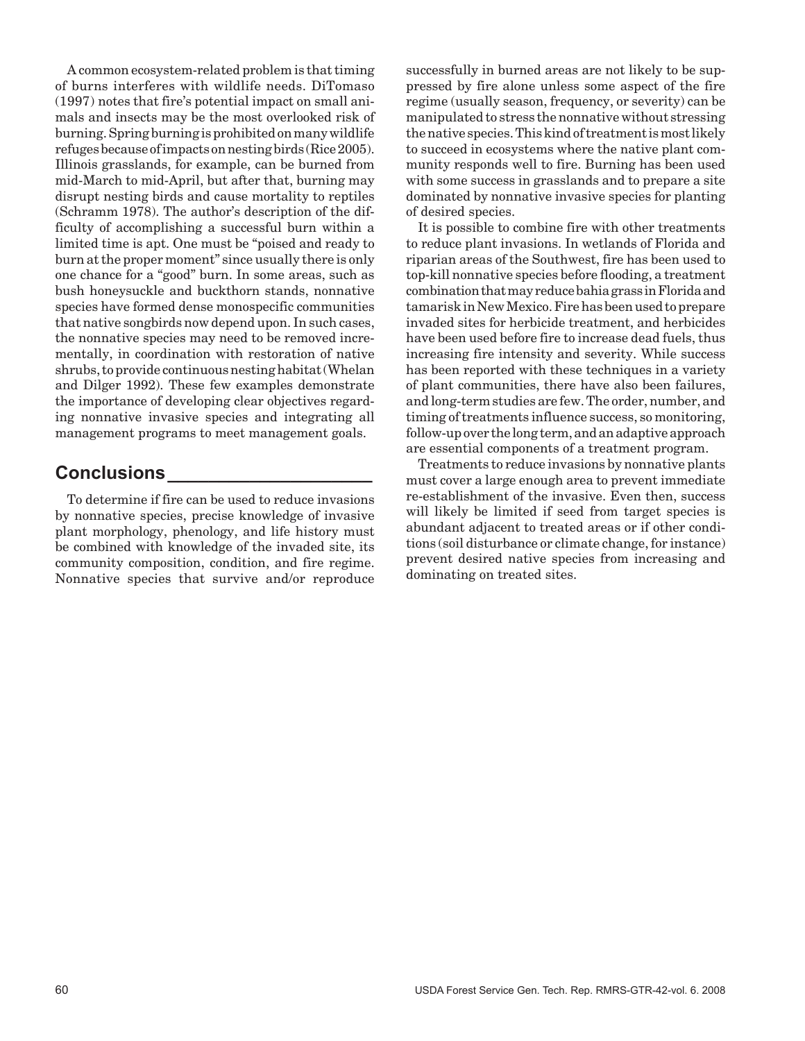A common ecosystem-related problem is that timing of burns interferes with wildlife needs. DiTomaso (1997) notes that fire's potential impact on small animals and insects may be the most overlooked risk of burning. Spring burning is prohibited on many wildlife refuges because of impacts on nesting birds (Rice 2005). Illinois grasslands, for example, can be burned from mid-March to mid-April, but after that, burning may disrupt nesting birds and cause mortality to reptiles (Schramm 1978). The author's description of the difficulty of accomplishing a successful burn within a limited time is apt. One must be "poised and ready to burn at the proper moment" since usually there is only one chance for a "good" burn. In some areas, such as bush honeysuckle and buckthorn stands, nonnative species have formed dense monospecific communities that native songbirds now depend upon. In such cases, the nonnative species may need to be removed incrementally, in coordination with restoration of native shrubs, to provide continuous nesting habitat (Whelan and Dilger 1992). These few examples demonstrate the importance of developing clear objectives regarding nonnative invasive species and integrating all management programs to meet management goals.

## Conclusions

To determine if fire can be used to reduce invasions by nonnative species, precise knowledge of invasive plant morphology, phenology, and life history must be combined with knowledge of the invaded site, its community composition, condition, and fire regime. Nonnative species that survive and/or reproduce successfully in burned areas are not likely to be suppressed by fire alone unless some aspect of the fire regime (usually season, frequency, or severity) can be manipulated to stress the nonnative without stressing the native species. This kind of treatment is most likely to succeed in ecosystems where the native plant community responds well to fire. Burning has been used with some success in grasslands and to prepare a site dominated by nonnative invasive species for planting of desired species.

It is possible to combine fire with other treatments to reduce plant invasions. In wetlands of Florida and riparian areas of the Southwest, fire has been used to top-kill nonnative species before flooding, a treatment combination that may reduce bahia grass in Florida and tamarisk in New Mexico. Fire has been used to prepare invaded sites for herbicide treatment, and herbicides have been used before fire to increase dead fuels, thus increasing fire intensity and severity. While success has been reported with these techniques in a variety of plant communities, there have also been failures, and long-term studies are few. The order, number, and timing of treatments influence success, so monitoring, follow-up over the long term, and an adaptive approach are essential components of a treatment program.

Treatments to reduce invasions by nonnative plants must cover a large enough area to prevent immediate re-establishment of the invasive. Even then, success will likely be limited if seed from target species is abundant adjacent to treated areas or if other conditions (soil disturbance or climate change, for instance) prevent desired native species from increasing and dominating on treated sites.